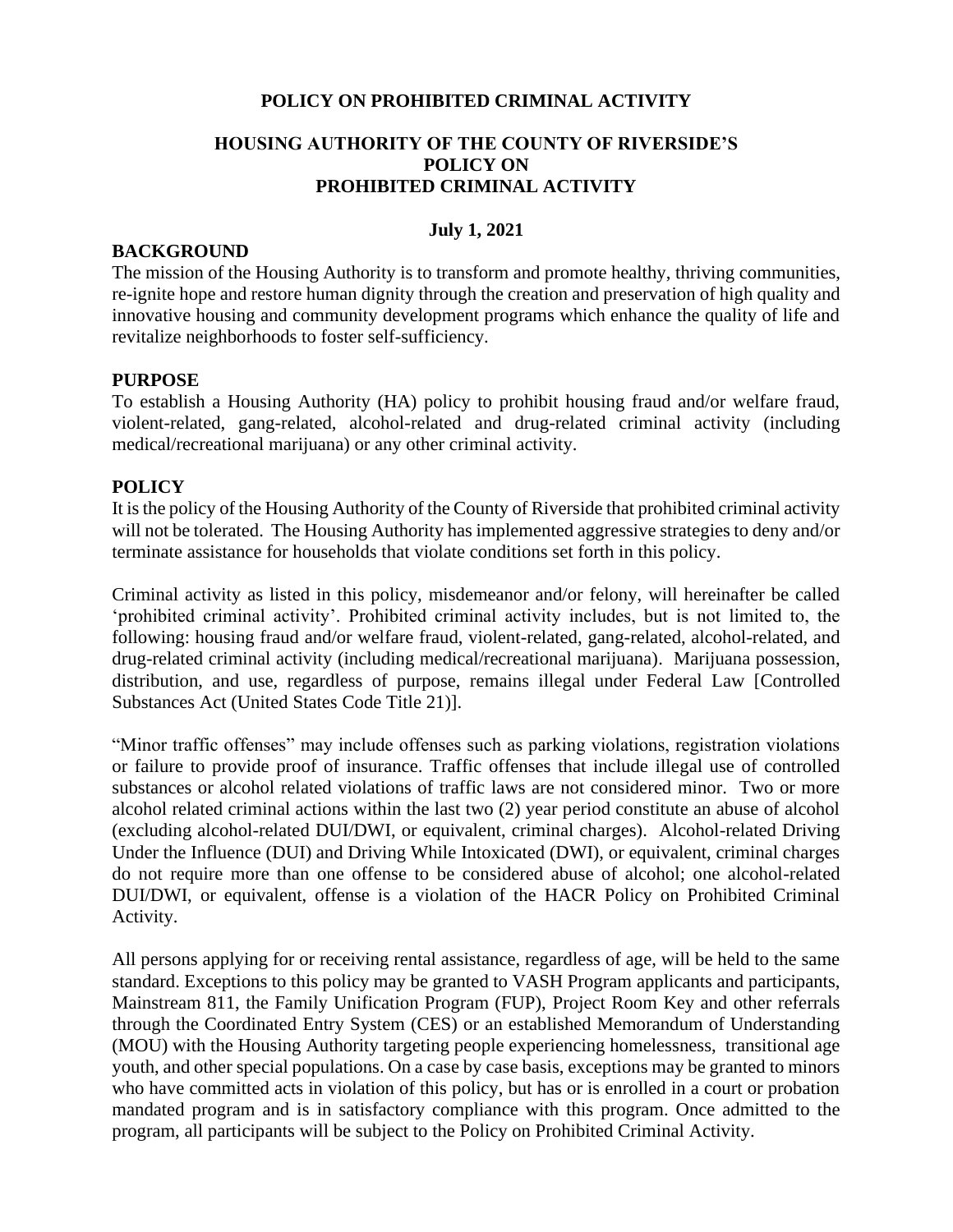# POLICY ON PROHIBITED CRIMINAL ACTIVITY

## HOUSING AUTHORITY OF THE COUNTY OF RIVERSIDE'S POLICY ON PROHIBITED CRIMINAL ACTIVITY

**July 1, 2021**

### BACKGROUND

The mission of the Housing Authority is to transform and promote healthy, thriving communities, re-ignite hope and restore human dignity through the creation and preservation of high quality and innovative housing and community development programs which enhance the quality of life and revitalize neighborhoods to foster self-sufficiency.

### PURPOSE

To establish a Housing Authority (HA) policy to prohibit housing fraud and/or welfare fraud, violent-related, gang-related, alcohol-related and drug-related criminal activity (including medical/recreational marijuana) or any other criminal activity.

### POLICY

It is the policy of the Housing Authority of the County of Riverside that prohibited criminal activity will not be tolerated. The Housing Authority has implemented aggressive strategies to deny and/or terminate assistance for households that violate conditions set forth in this policy.

Criminal activity as listed in this policy, misdemeanor and/or felony, will hereinafter be called 'prohibited criminal activity'. Prohibited criminal activity includes, but is not limited to, the following: housing fraud and/or welfare fraud, violent-related, gang-related, alcohol-related, and drug-related criminal activity (including medical/recreational marijuana). Marijuana possession, distribution, and use, regardless of purpose, remains illegal under Federal Law [Controlled Substances Act (United States Code Title 21)].

"Minor traffic offenses" may include offenses such as parking violations, registration violations or failure to provide proof of insurance. Traffic offenses that include illegal use of controlled substances or alcohol related violations of traffic laws are not considered minor. Two or more alcohol related criminal actions within the last two (2) year period constitute an abuse of alcohol (excluding alcohol-related DUI/DWI, or equivalent, criminal charges). Alcohol-related Driving Under the Influence (DUI) and Driving While Intoxicated (DWI), or equivalent, criminal charges do not require more than one offense to be considered abuse of alcohol; one alcohol-related DUI/DWI, or equivalent, offense is a violation of the HACR Policy on Prohibited Criminal Activity.

All persons applying for or receiving rental assistance, regardless of age, will be held to the same standard. Exceptions to this policy may be granted to VASH Program applicants and participants, Mainstream 811, the Family Unification Program (FUP), Project Room Key and other referrals through the Coordinated Entry System (CES) or an established Memorandum of Understanding (MOU) with the Housing Authority targeting people experiencing homelessness, transitional age youth, and other special populations. On a case by case basis, exceptions may be granted to minors who have committed acts in violation of this policy, but has or is enrolled in a court or probation mandated program and is in satisfactory compliance with this program. Once admitted to the program, all participants will be subject to the Policy on Prohibited Criminal Activity.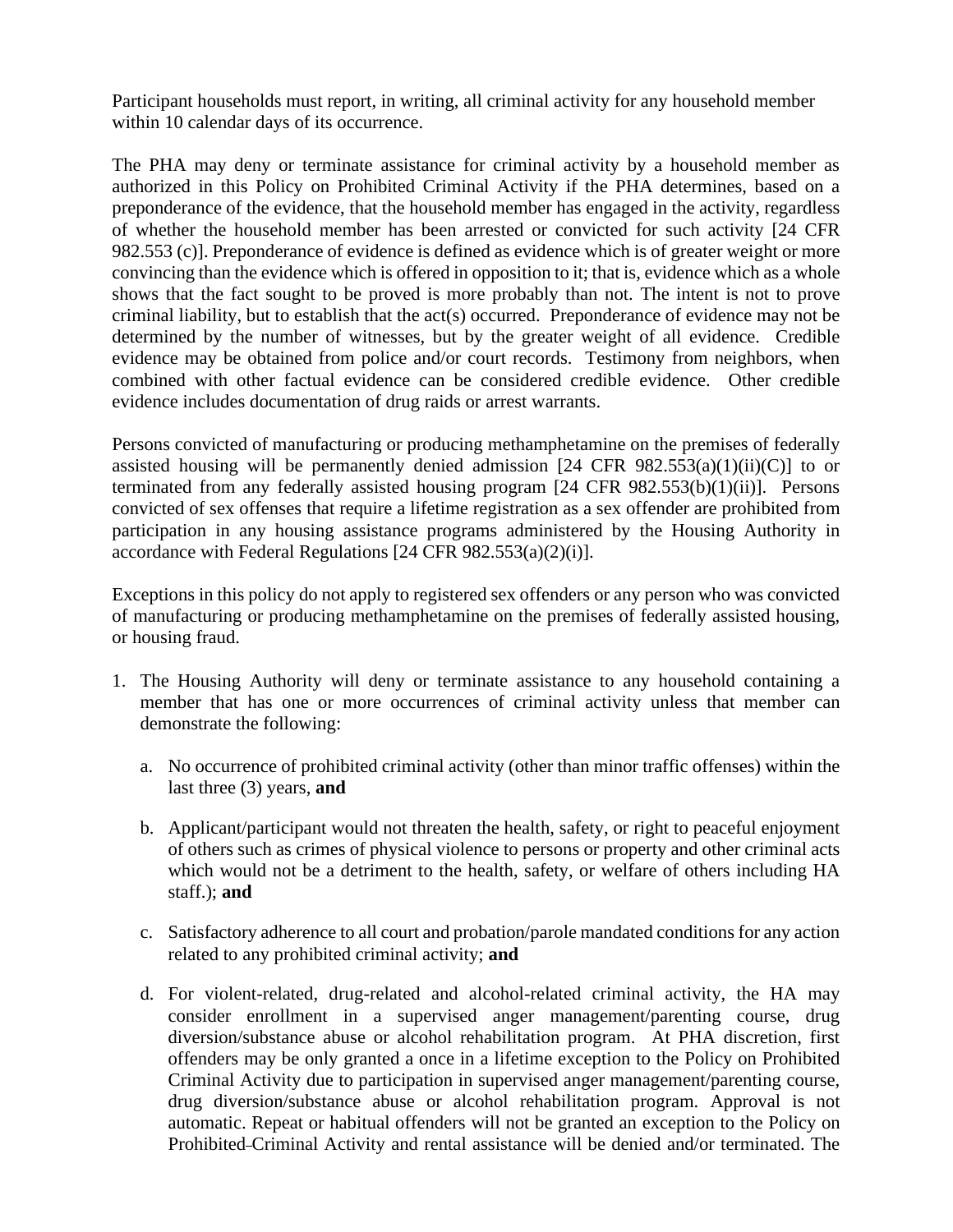Participant households must report, in writing, all criminal activity for any household member within 10 calendar days of its occurrence.

The PHA may deny or terminate assistance for criminal activity by a household member as authorized in this Policy on Prohibited Criminal Activity if the PHA determines, based on a preponderance of the evidence, that the household member has engaged in the activity, regardless of whether the household member has been arrested or convicted for such activity [24 CFR 982.553 (c)]. Preponderance of evidence is defined as evidence which is of greater weight or more convincing than the evidence which is offered in opposition to it; that is, evidence which as a whole shows that the fact sought to be proved is more probably than not. The intent is not to prove criminal liability, but to establish that the act(s) occurred. Preponderance of evidence may not be determined by the number of witnesses, but by the greater weight of all evidence. Credible evidence may be obtained from police and/or court records. Testimony from neighbors, when combined with other factual evidence can be considered credible evidence. Other credible evidence includes documentation of drug raids or arrest warrants.

Persons convicted of manufacturing or producing methamphetamine on the premises of federally assisted housing will be permanently denied admission [24 CFR 982.553(a)(1)(ii)(C)] to or terminated from any federally assisted housing program [24 CFR 982.553(b)(1)(ii)]. Persons convicted of sex offenses that require a lifetime registration as a sex offender are prohibited from participation in any housing assistance programs administered by the Housing Authority in accordance with Federal Regulations [24 CFR 982.553(a)(2)(i)].

Exceptions in this policy do not apply to registered sex offenders or any person who was convicted of manufacturing or producing methamphetamine on the premises of federally assisted housing, or housing fraud.

1. The Housing Authority will deny or terminate assistance to any household containing a member that has one or more occurrences of criminal activity unless that member can demonstrate the following:

   a. No occurrence of prohibited criminal activity (other than minor traffic offenses) within the last three (3) years, **and**

   b. Applicant/participant would not threaten the health, safety, or right to peaceful enjoyment of others such as crimes of physical violence to persons or property and other criminal acts which would not be a detriment to the health, safety, or welfare of others including HA staff.); **and**

   c. Satisfactory adherence to all court and probation/parole mandated conditions for any action related to any prohibited criminal activity; **and**

   d. For violent-related, drug-related and alcohol-related criminal activity, the HA may consider enrollment in a supervised anger management/parenting course, drug diversion/substance abuse or alcohol rehabilitation program. At PHA discretion, first offenders may be only granted a once in a lifetime exception to the Policy on Prohibited Criminal Activity due to participation in supervised anger management/parenting course, drug diversion/substance abuse or alcohol rehabilitation program. Approval is not automatic. Repeat or habitual offenders will not be granted an exception to the Policy on Prohibited Criminal Activity and rental assistance will be denied and/or terminated. The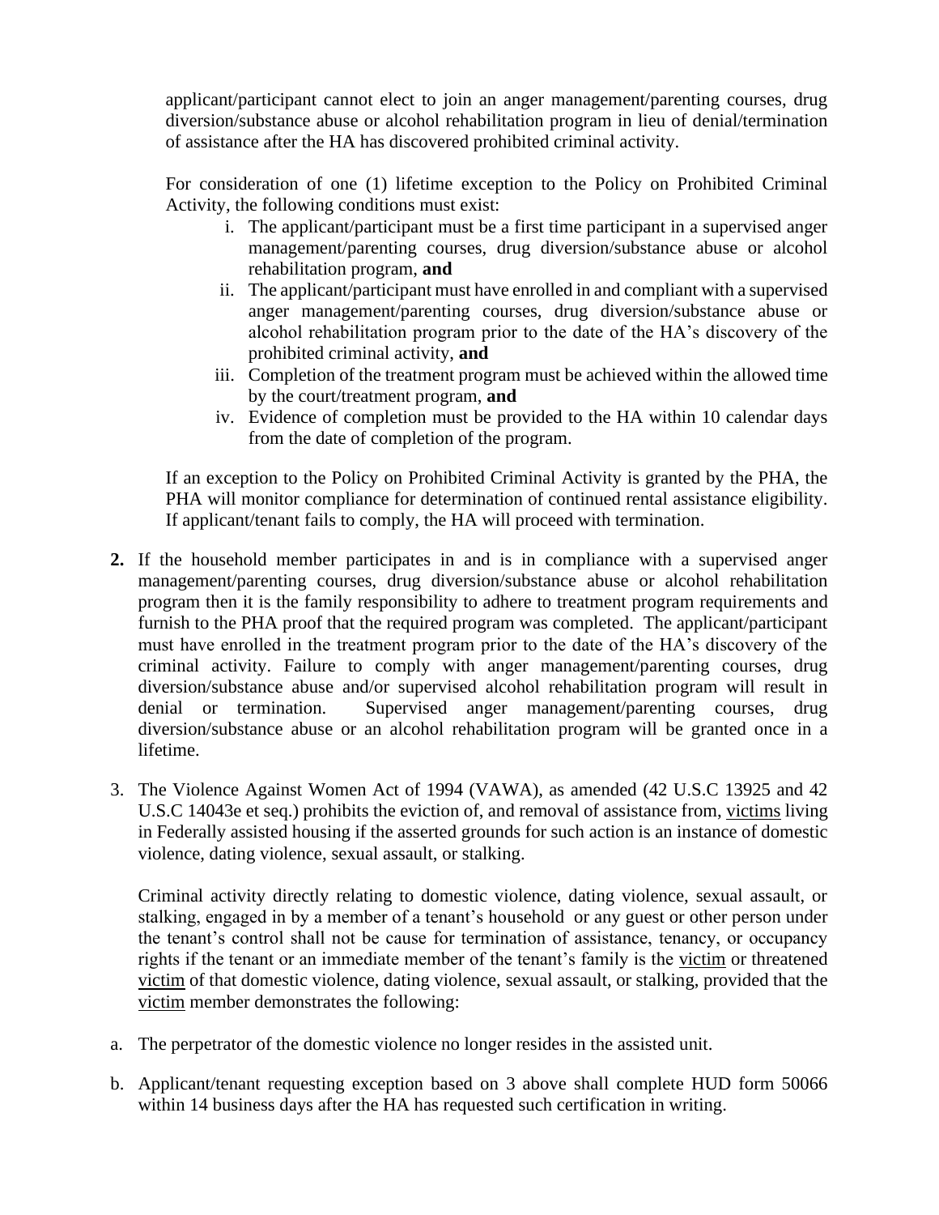applicant/participant cannot elect to join an anger management/parenting courses, drug diversion/substance abuse or alcohol rehabilitation program in lieu of denial/termination of assistance after the HA has discovered prohibited criminal activity.

For consideration of one (1) lifetime exception to the Policy on Prohibited Criminal Activity, the following conditions must exist:

i. The applicant/participant must be a first time participant in a supervised anger management/parenting courses, drug diversion/substance abuse or alcohol rehabilitation program, **and**
ii. The applicant/participant must have enrolled in and compliant with a supervised anger management/parenting courses, drug diversion/substance abuse or alcohol rehabilitation program prior to the date of the HA's discovery of the prohibited criminal activity, **and**
iii. Completion of the treatment program must be achieved within the allowed time by the court/treatment program, **and**
iv. Evidence of completion must be provided to the HA within 10 calendar days from the date of completion of the program.

If an exception to the Policy on Prohibited Criminal Activity is granted by the PHA, the PHA will monitor compliance for determination of continued rental assistance eligibility. If applicant/tenant fails to comply, the HA will proceed with termination.

**2.** If the household member participates in and is in compliance with a supervised anger management/parenting courses, drug diversion/substance abuse or alcohol rehabilitation program then it is the family responsibility to adhere to treatment program requirements and furnish to the PHA proof that the required program was completed. The applicant/participant must have enrolled in the treatment program prior to the date of the HA's discovery of the criminal activity. Failure to comply with anger management/parenting courses, drug diversion/substance abuse and/or supervised alcohol rehabilitation program will result in denial or termination. Supervised anger management/parenting courses, drug diversion/substance abuse or an alcohol rehabilitation program will be granted once in a lifetime.

3. The Violence Against Women Act of 1994 (VAWA), as amended (42 U.S.C 13925 and 42 U.S.C 14043e et seq.) prohibits the eviction of, and removal of assistance from, victims living in Federally assisted housing if the asserted grounds for such action is an instance of domestic violence, dating violence, sexual assault, or stalking.

Criminal activity directly relating to domestic violence, dating violence, sexual assault, or stalking, engaged in by a member of a tenant's household or any guest or other person under the tenant's control shall not be cause for termination of assistance, tenancy, or occupancy rights if the tenant or an immediate member of the tenant's family is the victim or threatened victim of that domestic violence, dating violence, sexual assault, or stalking, provided that the victim member demonstrates the following:

a. The perpetrator of the domestic violence no longer resides in the assisted unit.

b. Applicant/tenant requesting exception based on 3 above shall complete HUD form 50066 within 14 business days after the HA has requested such certification in writing.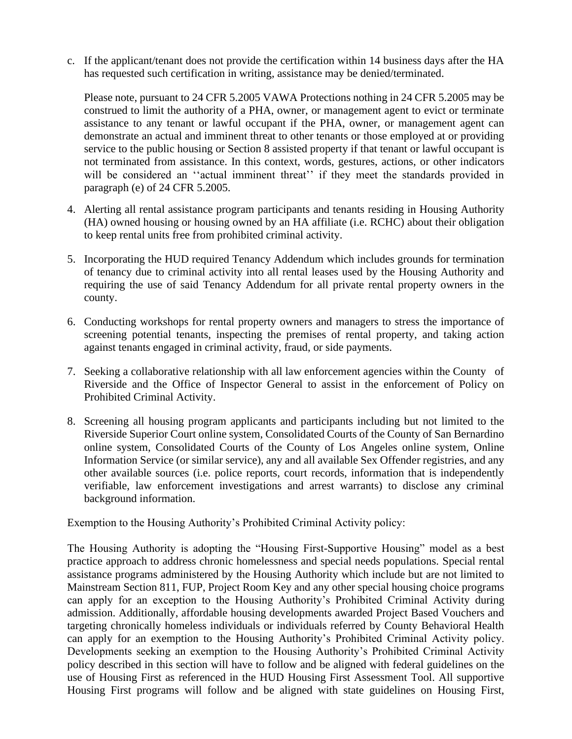c. If the applicant/tenant does not provide the certification within 14 business days after the HA has requested such certification in writing, assistance may be denied/terminated.

   Please note, pursuant to 24 CFR 5.2005 VAWA Protections nothing in 24 CFR 5.2005 may be construed to limit the authority of a PHA, owner, or management agent to evict or terminate assistance to any tenant or lawful occupant if the PHA, owner, or management agent can demonstrate an actual and imminent threat to other tenants or those employed at or providing service to the public housing or Section 8 assisted property if that tenant or lawful occupant is not terminated from assistance. In this context, words, gestures, actions, or other indicators will be considered an ''actual imminent threat'' if they meet the standards provided in paragraph (e) of 24 CFR 5.2005.

4. Alerting all rental assistance program participants and tenants residing in Housing Authority (HA) owned housing or housing owned by an HA affiliate (i.e. RCHC) about their obligation to keep rental units free from prohibited criminal activity.

5. Incorporating the HUD required Tenancy Addendum which includes grounds for termination of tenancy due to criminal activity into all rental leases used by the Housing Authority and requiring the use of said Tenancy Addendum for all private rental property owners in the county.

6. Conducting workshops for rental property owners and managers to stress the importance of screening potential tenants, inspecting the premises of rental property, and taking action against tenants engaged in criminal activity, fraud, or side payments.

7. Seeking a collaborative relationship with all law enforcement agencies within the County of Riverside and the Office of Inspector General to assist in the enforcement of Policy on Prohibited Criminal Activity.

8. Screening all housing program applicants and participants including but not limited to the Riverside Superior Court online system, Consolidated Courts of the County of San Bernardino online system, Consolidated Courts of the County of Los Angeles online system, Online Information Service (or similar service), any and all available Sex Offender registries, and any other available sources (i.e. police reports, court records, information that is independently verifiable, law enforcement investigations and arrest warrants) to disclose any criminal background information.

Exemption to the Housing Authority's Prohibited Criminal Activity policy:

The Housing Authority is adopting the "Housing First-Supportive Housing" model as a best practice approach to address chronic homelessness and special needs populations. Special rental assistance programs administered by the Housing Authority which include but are not limited to Mainstream Section 811, FUP, Project Room Key and any other special housing choice programs can apply for an exception to the Housing Authority's Prohibited Criminal Activity during admission. Additionally, affordable housing developments awarded Project Based Vouchers and targeting chronically homeless individuals or individuals referred by County Behavioral Health can apply for an exemption to the Housing Authority's Prohibited Criminal Activity policy. Developments seeking an exemption to the Housing Authority's Prohibited Criminal Activity policy described in this section will have to follow and be aligned with federal guidelines on the use of Housing First as referenced in the HUD Housing First Assessment Tool. All supportive Housing First programs will follow and be aligned with state guidelines on Housing First,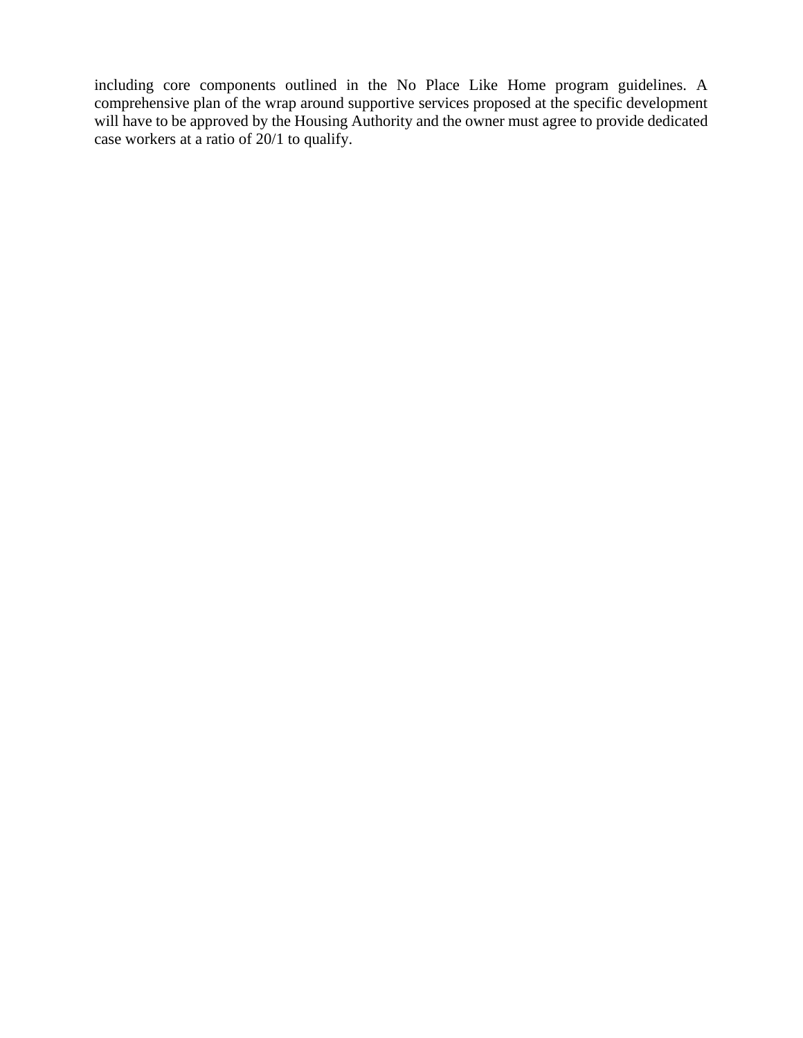including core components outlined in the No Place Like Home program guidelines. A comprehensive plan of the wrap around supportive services proposed at the specific development will have to be approved by the Housing Authority and the owner must agree to provide dedicated case workers at a ratio of 20/1 to qualify.